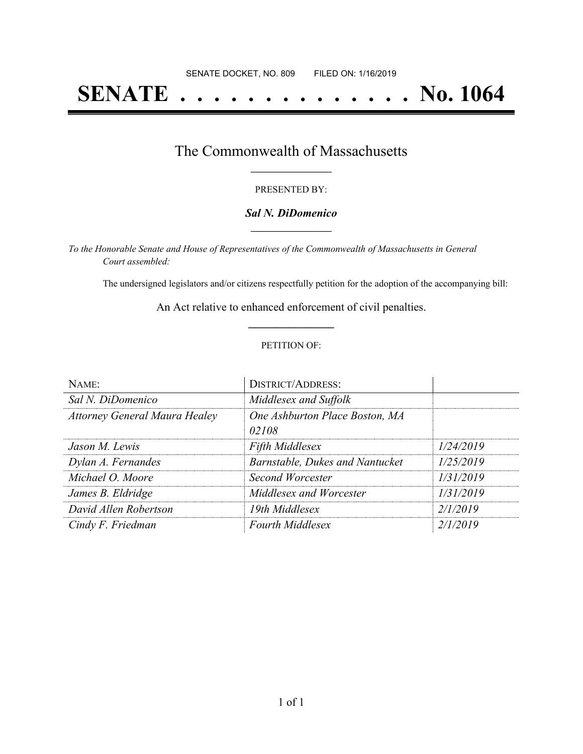SENATE DOCKET, NO. 809        FILED ON: 1/16/2019

# SENATE . . . . . . . . . . . . . . No. 1064

## The Commonwealth of Massachusetts

PRESENTED BY:

***Sal N. DiDomenico***

*To the Honorable Senate and House of Representatives of the Commonwealth of Massachusetts in General Court assembled:*

The undersigned legislators and/or citizens respectfully petition for the adoption of the accompanying bill:

An Act relative to enhanced enforcement of civil penalties.

PETITION OF:

| NAME: | DISTRICT/ADDRESS: | |
|---|---|---|
| *Sal N. DiDomenico* | *Middlesex and Suffolk* | |
| *Attorney General Maura Healey* | *One Ashburton Place Boston, MA 02108* | |
| *Jason M. Lewis* | *Fifth Middlesex* | *1/24/2019* |
| *Dylan A. Fernandes* | *Barnstable, Dukes and Nantucket* | *1/25/2019* |
| *Michael O. Moore* | *Second Worcester* | *1/31/2019* |
| *James B. Eldridge* | *Middlesex and Worcester* | *1/31/2019* |
| *David Allen Robertson* | *19th Middlesex* | *2/1/2019* |
| *Cindy F. Friedman* | *Fourth Middlesex* | *2/1/2019* |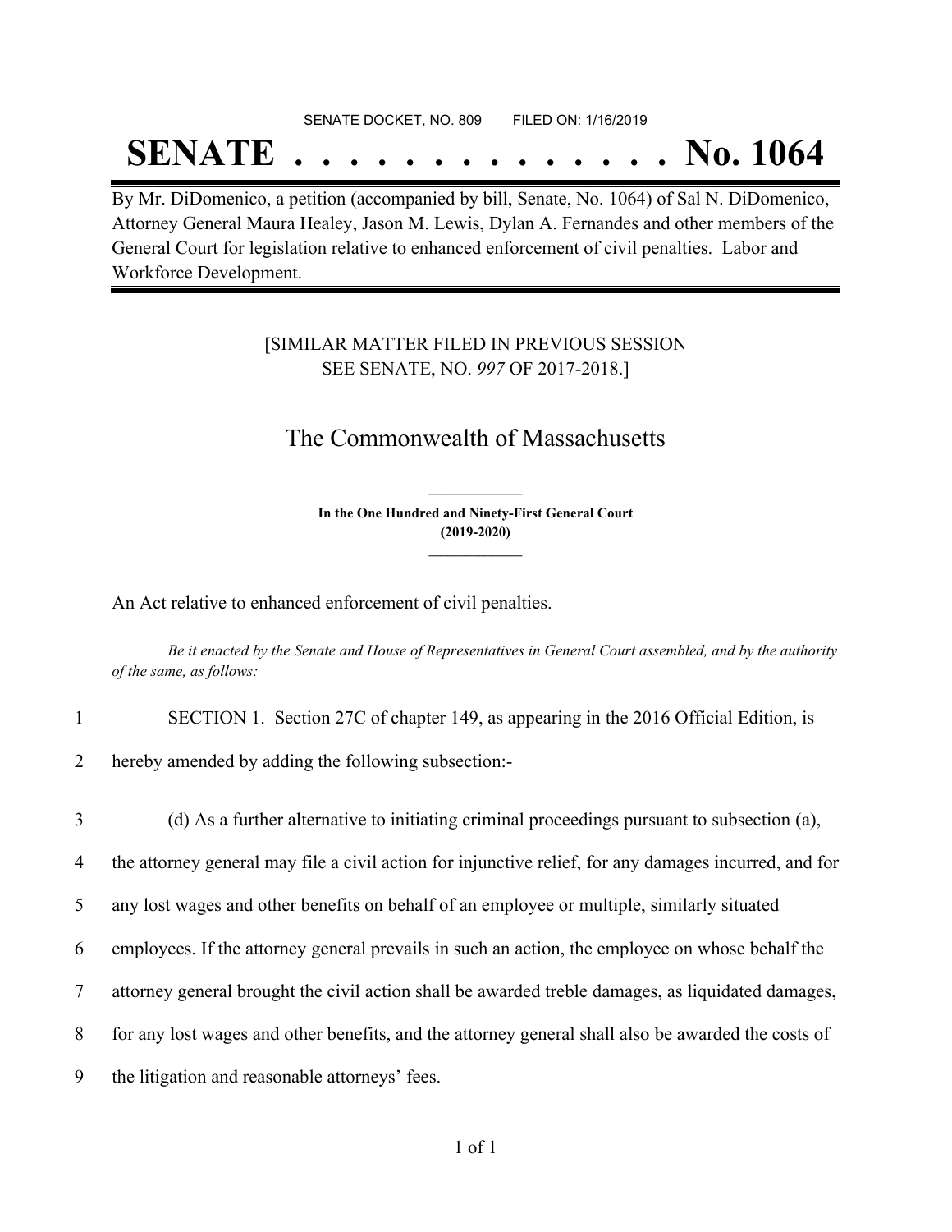SENATE DOCKET, NO. 809        FILED ON: 1/16/2019

# SENATE . . . . . . . . . . . . . . No. 1064

By Mr. DiDomenico, a petition (accompanied by bill, Senate, No. 1064) of Sal N. DiDomenico, Attorney General Maura Healey, Jason M. Lewis, Dylan A. Fernandes and other members of the General Court for legislation relative to enhanced enforcement of civil penalties. Labor and Workforce Development.

[SIMILAR MATTER FILED IN PREVIOUS SESSION SEE SENATE, NO. *997* OF 2017-2018.]

## The Commonwealth of Massachusetts

**In the One Hundred and Ninety-First General Court (2019-2020)**

An Act relative to enhanced enforcement of civil penalties.

*Be it enacted by the Senate and House of Representatives in General Court assembled, and by the authority of the same, as follows:*

1 SECTION 1. Section 27C of chapter 149, as appearing in the 2016 Official Edition, is
2 hereby amended by adding the following subsection:-

3 (d) As a further alternative to initiating criminal proceedings pursuant to subsection (a),
4 the attorney general may file a civil action for injunctive relief, for any damages incurred, and for
5 any lost wages and other benefits on behalf of an employee or multiple, similarly situated
6 employees. If the attorney general prevails in such an action, the employee on whose behalf the
7 attorney general brought the civil action shall be awarded treble damages, as liquidated damages,
8 for any lost wages and other benefits, and the attorney general shall also be awarded the costs of
9 the litigation and reasonable attorneys' fees.